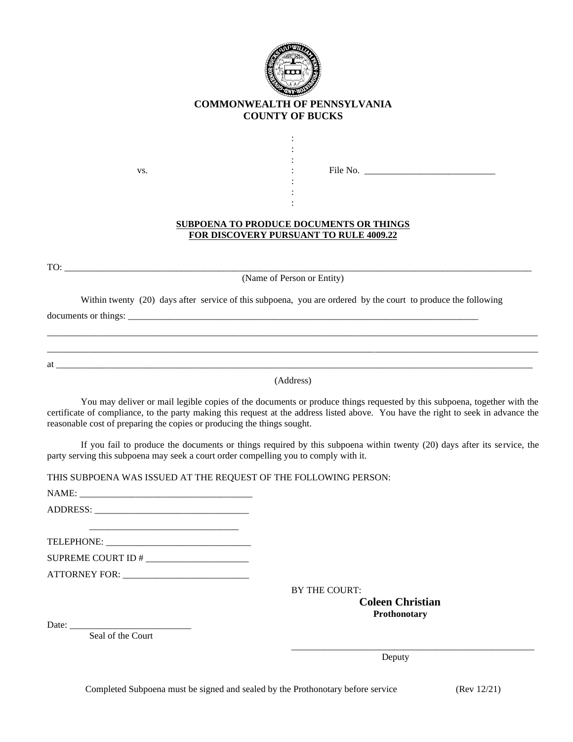**COMMONWEALTH OF PENNSYLVANIA**
**COUNTY OF BUCKS**

:
:
:
vs. : File No. ____________________________
:
:
:

**SUBPOENA TO PRODUCE DOCUMENTS OR THINGS**
**FOR DISCOVERY PURSUANT TO RULE 4009.22**

TO: ____________________________________________________________________________________________
(Name of Person or Entity)

Within twenty (20) days after service of this subpoena, you are ordered by the court to produce the following documents or things: ____________________________________________________________________________

_________________________________________________________________________________________________

_________________________________________________________________________________________________

at ______________________________________________________________________________________________
(Address)

You may deliver or mail legible copies of the documents or produce things requested by this subpoena, together with the certificate of compliance, to the party making this request at the address listed above. You have the right to seek in advance the reasonable cost of preparing the copies or producing the things sought.

If you fail to produce the documents or things required by this subpoena within twenty (20) days after its service, the party serving this subpoena may seek a court order compelling you to comply with it.

THIS SUBPOENA WAS ISSUED AT THE REQUEST OF THE FOLLOWING PERSON:

NAME: ____________________________________

ADDRESS: ________________________________

________________________________

TELEPHONE: ______________________________

SUPREME COURT ID # ______________________

ATTORNEY FOR: __________________________

BY THE COURT:

**Coleen Christian**
**Prothonotary**

Date: __________________________
Seal of the Court

______________________________________________________
Deputy

Completed Subpoena must be signed and sealed by the Prothonotary before service (Rev 12/21)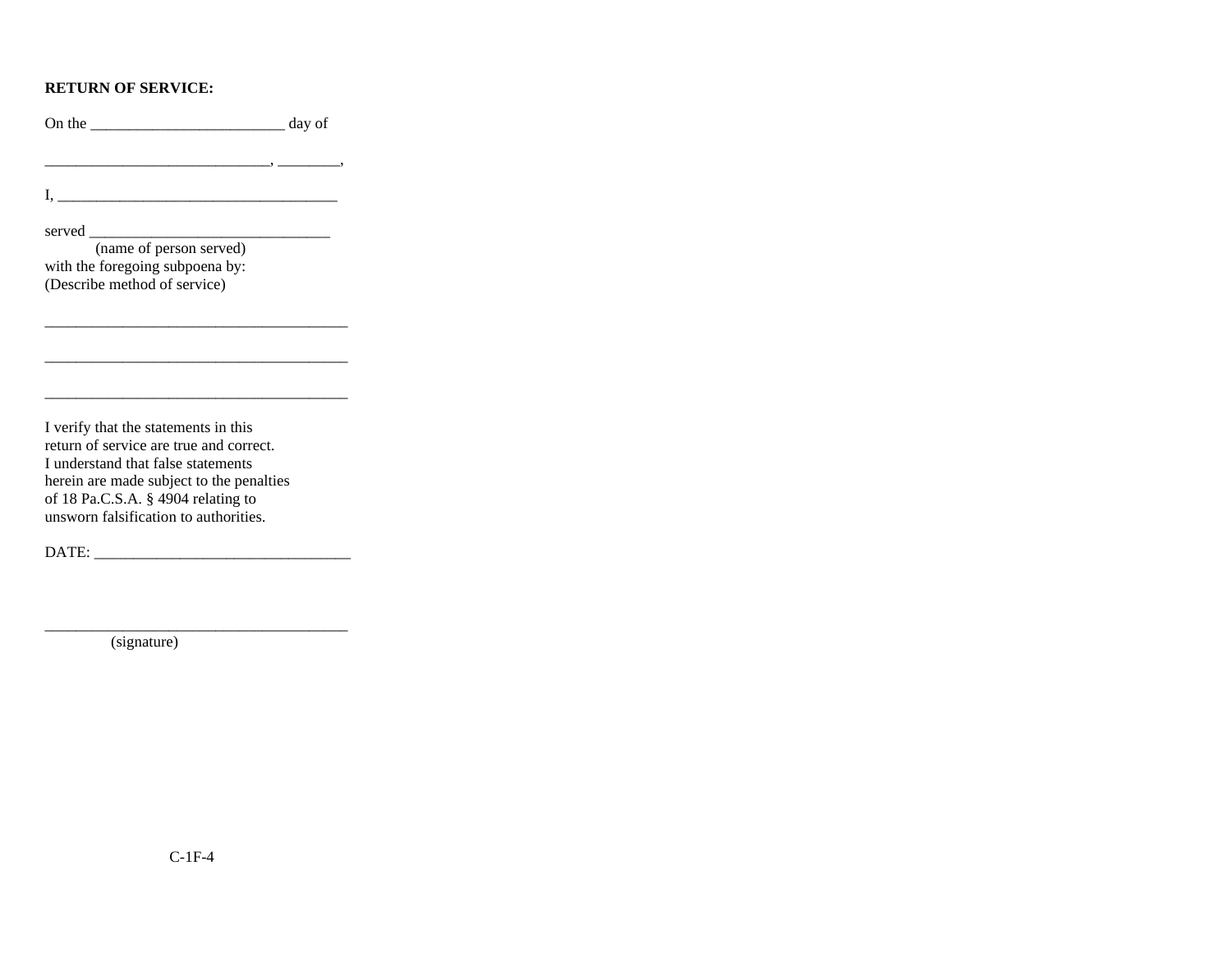**RETURN OF SERVICE:**

On the _________________________ day of

____________________________, ________,

I, ____________________________________

served ______________________________
(name of person served)
with the foregoing subpoena by:
(Describe method of service)

_______________________________________

_______________________________________

_______________________________________

I verify that the statements in this
return of service are true and correct.
I understand that false statements
herein are made subject to the penalties
of 18 Pa.C.S.A. § 4904 relating to
unsworn falsification to authorities.

DATE: ________________________________

_______________________________________
(signature)

C-1F-4